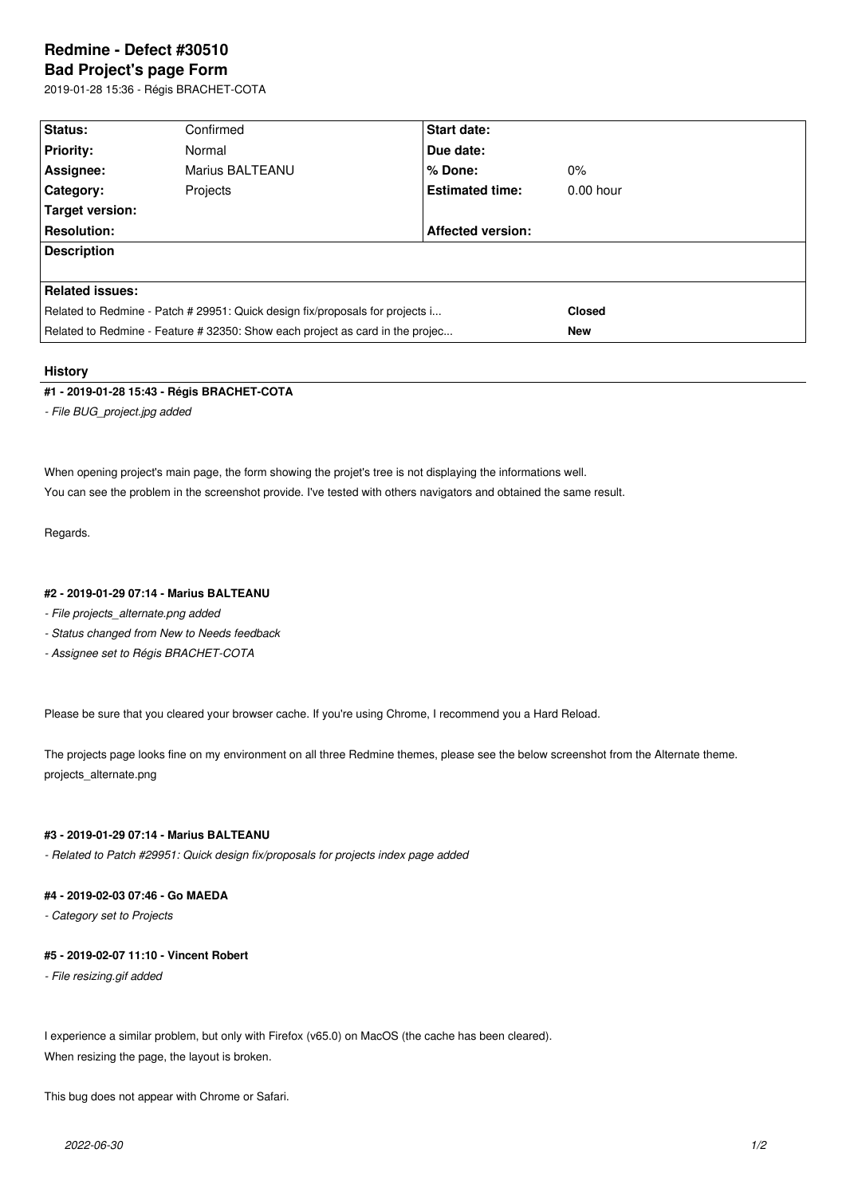# Redmine - Defect #30510

## Bad Project's page Form

2019-01-28 15:36 - Régis BRACHET-COTA

| Status: | Confirmed | Start date: | |
|---|---|---|---|
| Priority: | Normal | Due date: | |
| Assignee: | Marius BALTEANU | % Done: | 0% |
| Category: | Projects | Estimated time: | 0.00 hour |
| Target version: | | | |
| Resolution: | | Affected version: | |

**Description**

**Related issues:**

| | |
|---|---|
| Related to Redmine - Patch # 29951: Quick design fix/proposals for projects i... | **Closed** |
| Related to Redmine - Feature # 32350: Show each project as card in the projec... | **New** |

### History

#### #1 - 2019-01-28 15:43 - Régis BRACHET-COTA

*- File BUG_project.jpg added*

When opening project's main page, the form showing the projet's tree is not displaying the informations well.
You can see the problem in the screenshot provide. I've tested with others navigators and obtained the same result.

Regards.

#### #2 - 2019-01-29 07:14 - Marius BALTEANU

*- File projects_alternate.png added*
*- Status changed from New to Needs feedback*
*- Assignee set to Régis BRACHET-COTA*

Please be sure that you cleared your browser cache. If you're using Chrome, I recommend you a Hard Reload.

The projects page looks fine on my environment on all three Redmine themes, please see the below screenshot from the Alternate theme.
projects_alternate.png

#### #3 - 2019-01-29 07:14 - Marius BALTEANU

*- Related to Patch #29951: Quick design fix/proposals for projects index page added*

#### #4 - 2019-02-03 07:46 - Go MAEDA

*- Category set to Projects*

#### #5 - 2019-02-07 11:10 - Vincent Robert

*- File resizing.gif added*

I experience a similar problem, but only with Firefox (v65.0) on MacOS (the cache has been cleared).
When resizing the page, the layout is broken.

This bug does not appear with Chrome or Safari.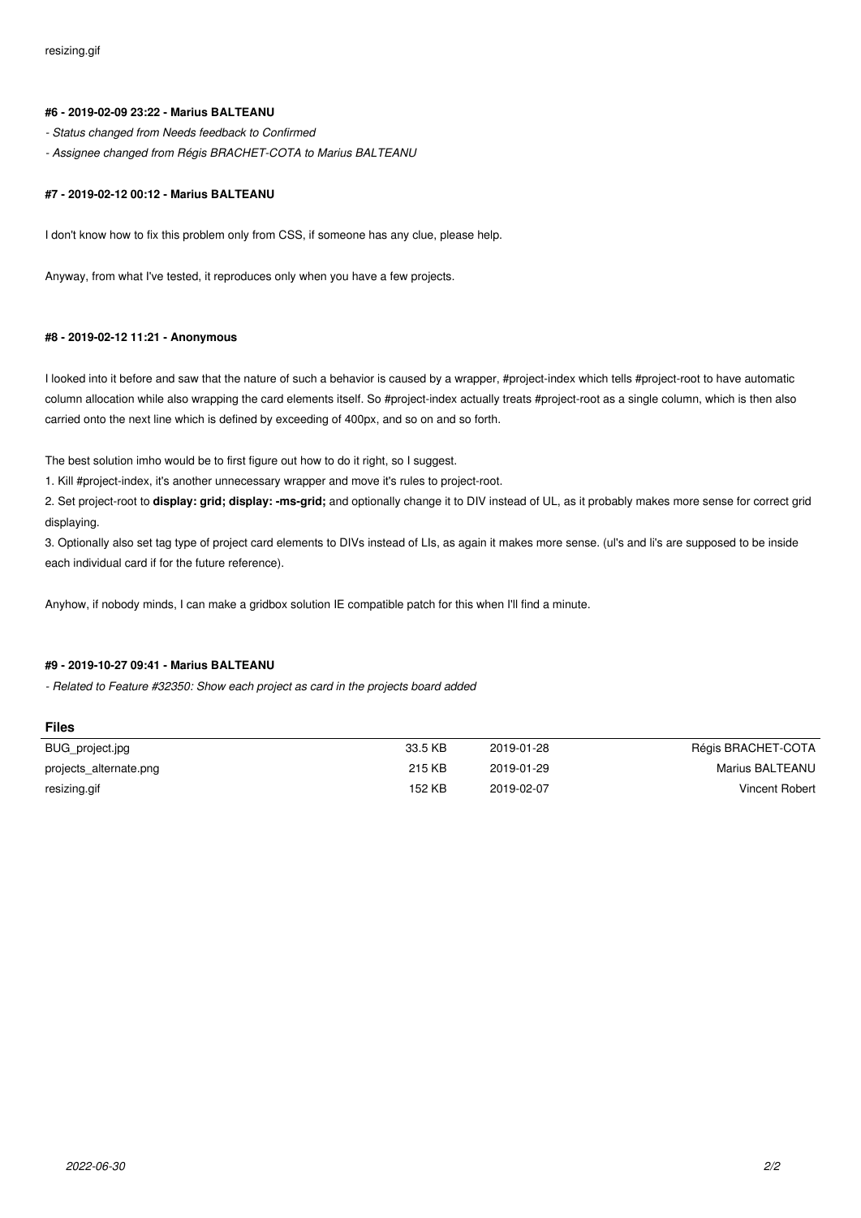resizing.gif

#### #6 - 2019-02-09 23:22 - Marius BALTEANU

*- Status changed from Needs feedback to Confirmed*

*- Assignee changed from Régis BRACHET-COTA to Marius BALTEANU*

#### #7 - 2019-02-12 00:12 - Marius BALTEANU

I don't know how to fix this problem only from CSS, if someone has any clue, please help.

Anyway, from what I've tested, it reproduces only when you have a few projects.

#### #8 - 2019-02-12 11:21 - Anonymous

I looked into it before and saw that the nature of such a behavior is caused by a wrapper, #project-index which tells #project-root to have automatic column allocation while also wrapping the card elements itself. So #project-index actually treats #project-root as a single column, which is then also carried onto the next line which is defined by exceeding of 400px, and so on and so forth.

The best solution imho would be to first figure out how to do it right, so I suggest.

1. Kill #project-index, it's another unnecessary wrapper and move it's rules to project-root.

2. Set project-root to **display: grid; display: -ms-grid;** and optionally change it to DIV instead of UL, as it probably makes more sense for correct grid displaying.

3. Optionally also set tag type of project card elements to DIVs instead of LIs, as again it makes more sense. (ul's and li's are supposed to be inside each individual card if for the future reference).

Anyhow, if nobody minds, I can make a gridbox solution IE compatible patch for this when I'll find a minute.

#### #9 - 2019-10-27 09:41 - Marius BALTEANU

*- Related to Feature #32350: Show each project as card in the projects board added*

### Files

| | | | |
|---|---|---|---|
| BUG_project.jpg | 33.5 KB | 2019-01-28 | Régis BRACHET-COTA |
| projects_alternate.png | 215 KB | 2019-01-29 | Marius BALTEANU |
| resizing.gif | 152 KB | 2019-02-07 | Vincent Robert |